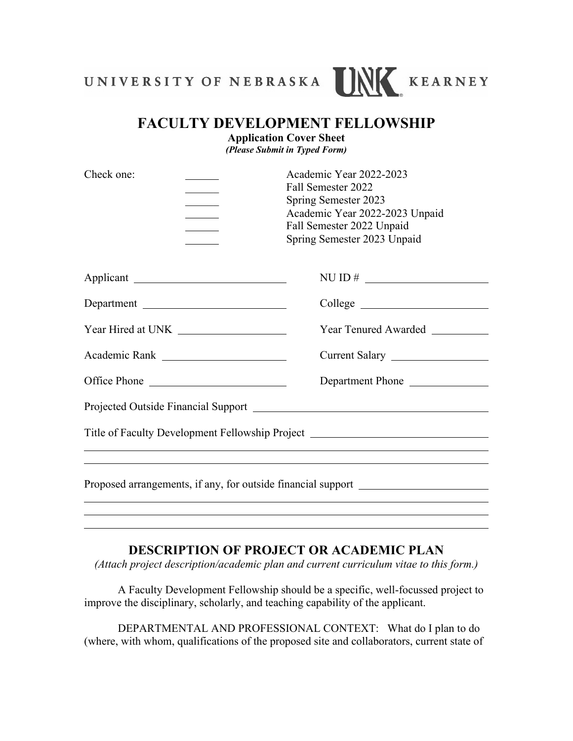UNIVERSITY OF NEBRASKA UNK KEARNEY

# FACULTY DEVELOPMENT FELLOWSHIP

**Application Cover Sheet**

***(Please Submit in Typed Form)***

Check one:

______ Academic Year 2022-2023
______ Fall Semester 2022
______ Spring Semester 2023
______ Academic Year 2022-2023 Unpaid
______ Fall Semester 2022 Unpaid
______ Spring Semester 2023 Unpaid

Applicant ____________________ NU ID # ____________________

Department ____________________ College ____________________

Year Hired at UNK ____________________ Year Tenured Awarded ____________________

Academic Rank ____________________ Current Salary ____________________

Office Phone ____________________ Department Phone ____________________

Projected Outside Financial Support ________________________________________

Title of Faculty Development Fellowship Project ________________________________________

________________________________________

________________________________________

Proposed arrangements, if any, for outside financial support ________________________________________

________________________________________

________________________________________

________________________________________

## DESCRIPTION OF PROJECT OR ACADEMIC PLAN

*(Attach project description/academic plan and current curriculum vitae to this form.)*

A Faculty Development Fellowship should be a specific, well-focussed project to improve the disciplinary, scholarly, and teaching capability of the applicant.

DEPARTMENTAL AND PROFESSIONAL CONTEXT: What do I plan to do (where, with whom, qualifications of the proposed site and collaborators, current state of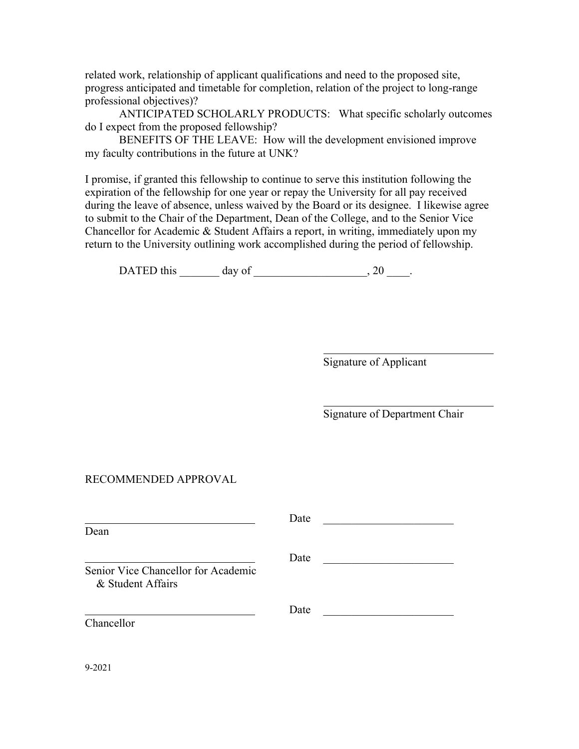related work, relationship of applicant qualifications and need to the proposed site, progress anticipated and timetable for completion, relation of the project to long-range professional objectives)?

ANTICIPATED SCHOLARLY PRODUCTS: What specific scholarly outcomes do I expect from the proposed fellowship?

BENEFITS OF THE LEAVE: How will the development envisioned improve my faculty contributions in the future at UNK?

I promise, if granted this fellowship to continue to serve this institution following the expiration of the fellowship for one year or repay the University for all pay received during the leave of absence, unless waived by the Board or its designee. I likewise agree to submit to the Chair of the Department, Dean of the College, and to the Senior Vice Chancellor for Academic & Student Affairs a report, in writing, immediately upon my return to the University outlining work accomplished during the period of fellowship.

DATED this _______ day of ___________________, 20 ____.

_______________________________
Signature of Applicant

_______________________________
Signature of Department Chair

RECOMMENDED APPROVAL

_______________________________ Date _______________________
Dean

_______________________________ Date _______________________
Senior Vice Chancellor for Academic & Student Affairs

_______________________________ Date _______________________
Chancellor

9-2021